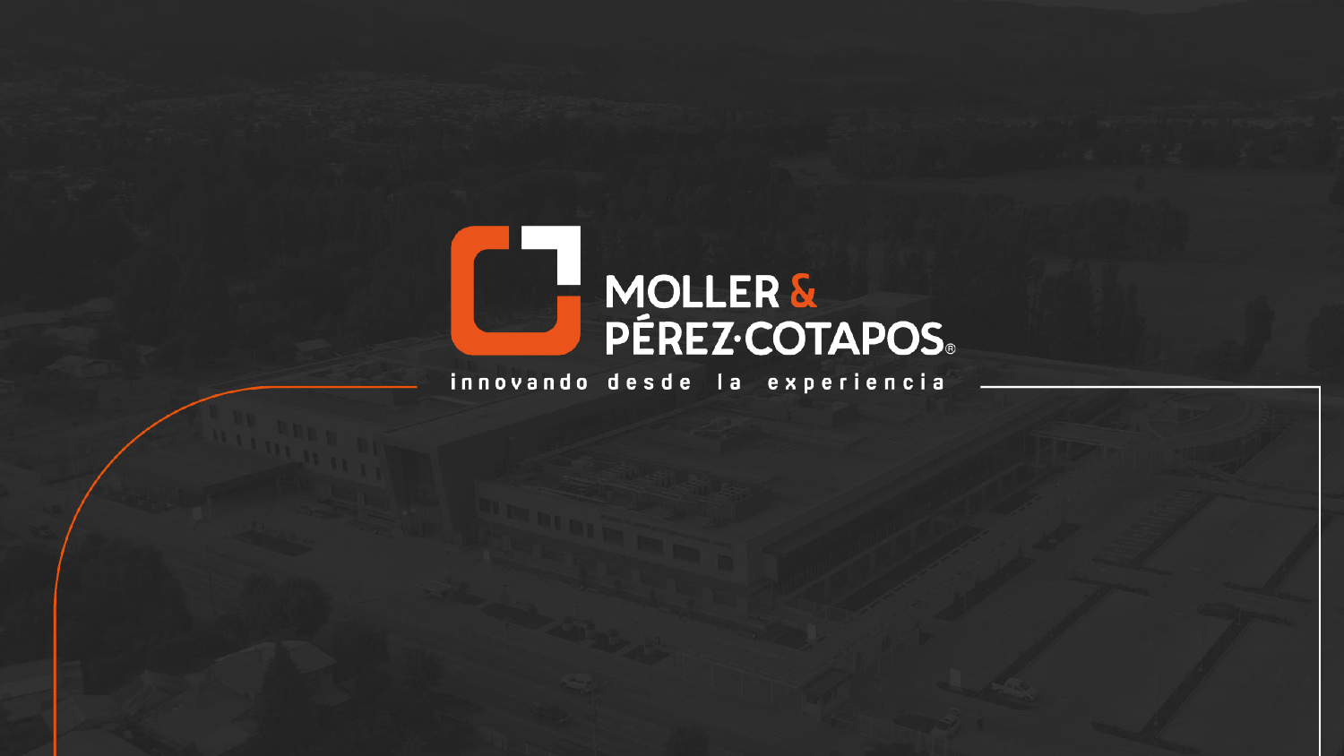# MOLLER & PÉREZ·COTAPOS®

innovando desde la experiencia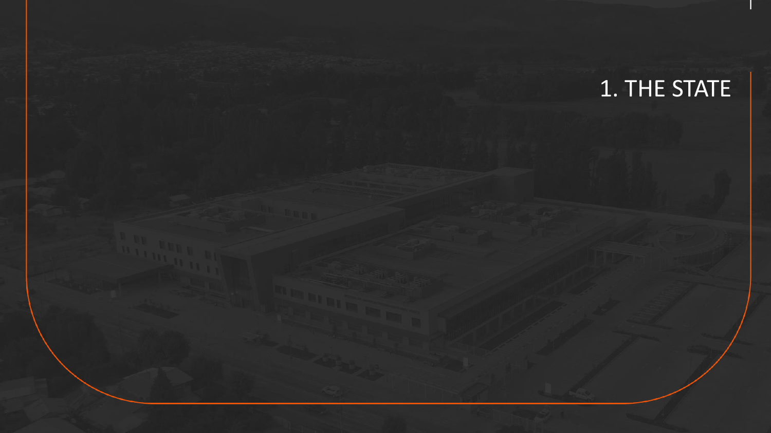# 1. THE STATE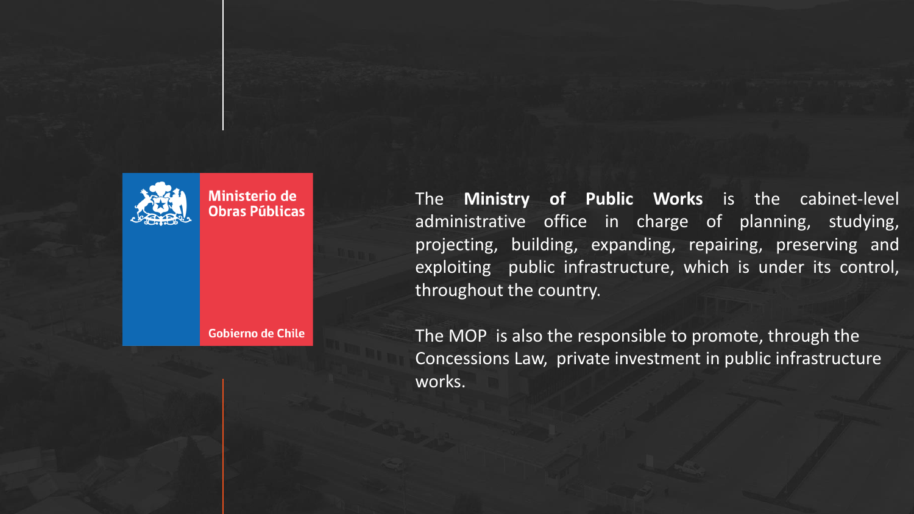Ministerio de Obras Públicas

Gobierno de Chile

The **Ministry of Public Works** is the cabinet-level administrative office in charge of planning, studying, projecting, building, expanding, repairing, preserving and exploiting public infrastructure, which is under its control, throughout the country.

The MOP is also the responsible to promote, through the Concessions Law, private investment in public infrastructure works.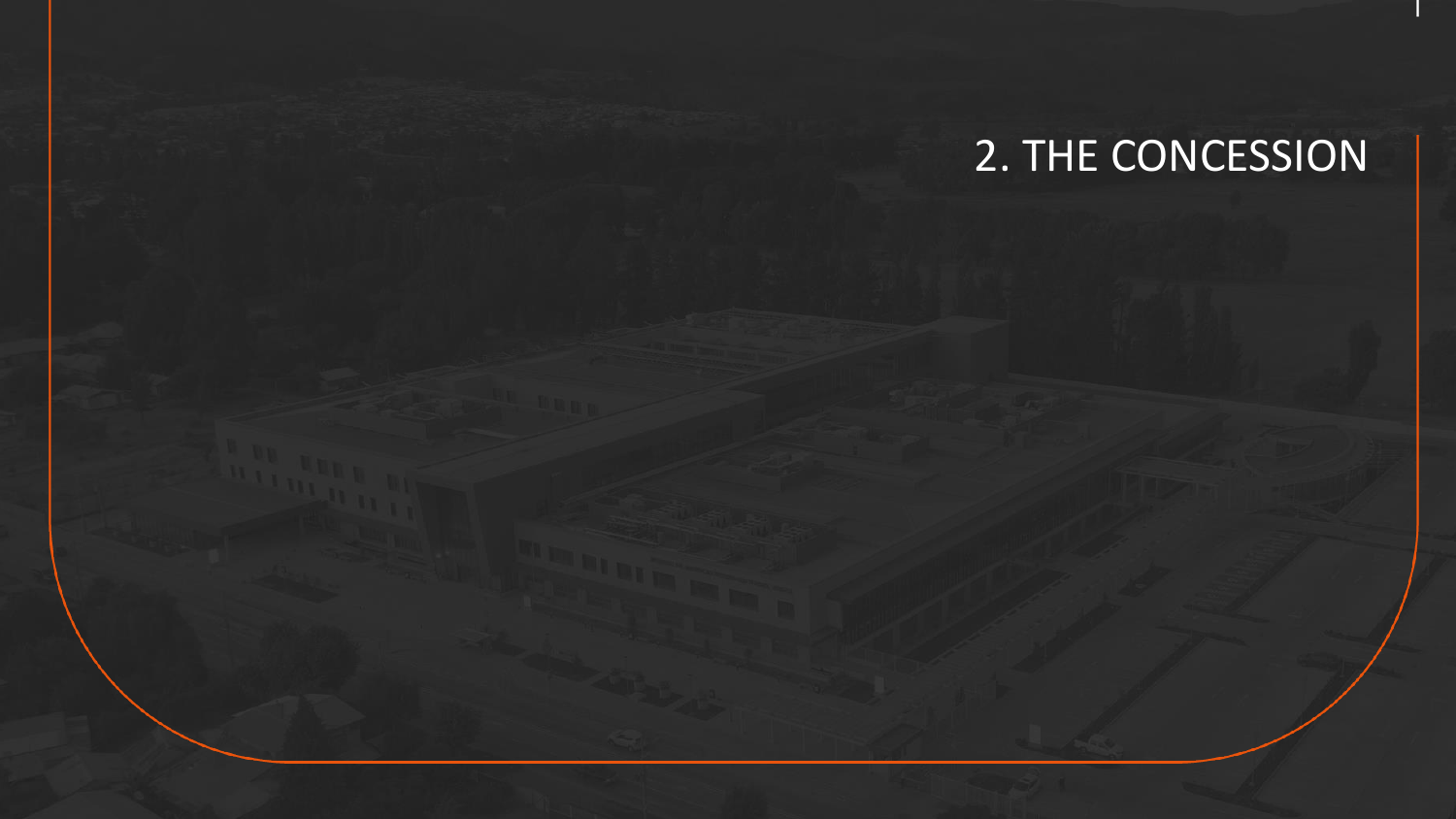# 2. THE CONCESSION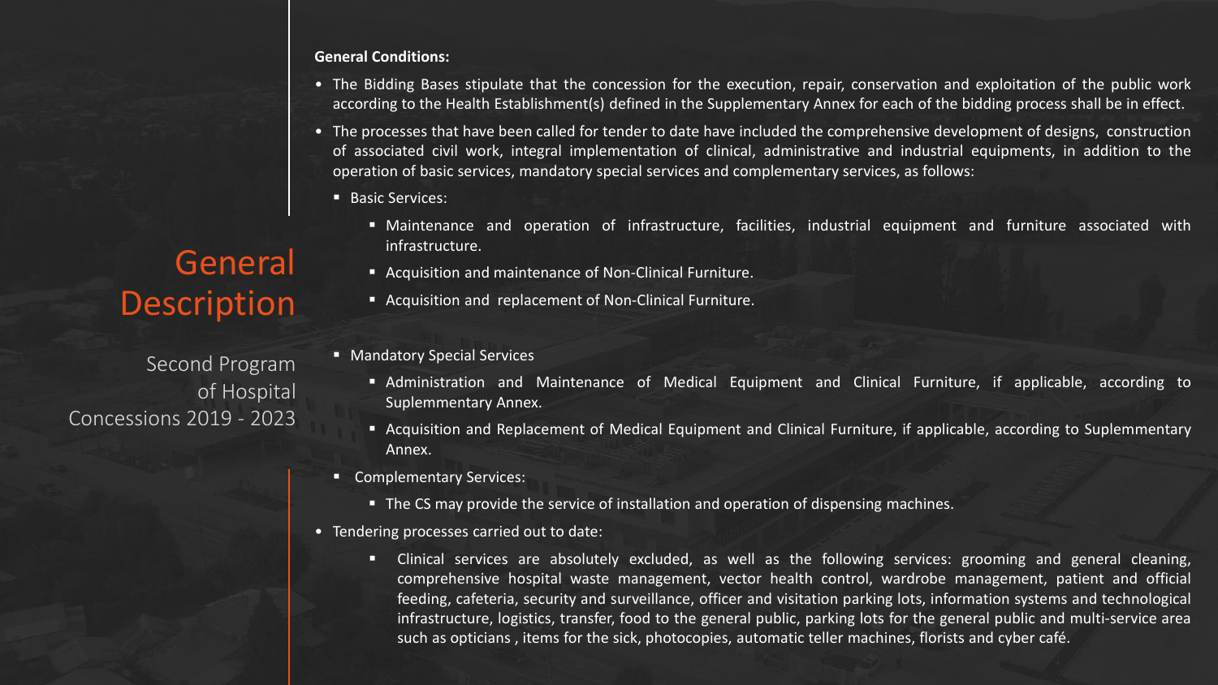# General Description

## Second Program of Hospital Concessions 2019 - 2023

**General Conditions:**

- The Bidding Bases stipulate that the concession for the execution, repair, conservation and exploitation of the public work according to the Health Establishment(s) defined in the Supplementary Annex for each of the bidding process shall be in effect.
- The processes that have been called for tender to date have included the comprehensive development of designs, construction of associated civil work, integral implementation of clinical, administrative and industrial equipments, in addition to the operation of basic services, mandatory special services and complementary services, as follows:
  - Basic Services:
    - Maintenance and operation of infrastructure, facilities, industrial equipment and furniture associated with infrastructure.
    - Acquisition and maintenance of Non-Clinical Furniture.
    - Acquisition and replacement of Non-Clinical Furniture.
  - Mandatory Special Services
    - Administration and Maintenance of Medical Equipment and Clinical Furniture, if applicable, according to Suplemmentary Annex.
    - Acquisition and Replacement of Medical Equipment and Clinical Furniture, if applicable, according to Suplemmentary Annex.
  - Complementary Services:
    - The CS may provide the service of installation and operation of dispensing machines.
- Tendering processes carried out to date:
  - Clinical services are absolutely excluded, as well as the following services: grooming and general cleaning, comprehensive hospital waste management, vector health control, wardrobe management, patient and official feeding, cafeteria, security and surveillance, officer and visitation parking lots, information systems and technological infrastructure, logistics, transfer, food to the general public, parking lots for the general public and multi-service area such as opticians , items for the sick, photocopies, automatic teller machines, florists and cyber café.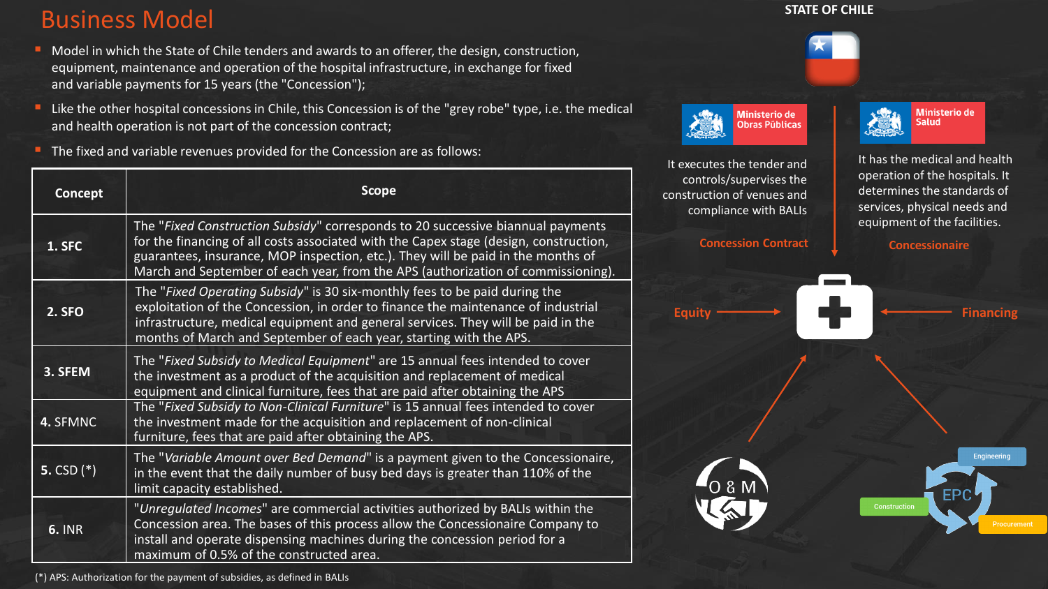# Business Model

- Model in which the State of Chile tenders and awards to an offerer, the design, construction, equipment, maintenance and operation of the hospital infrastructure, in exchange for fixed and variable payments for 15 years (the "Concession");
- Like the other hospital concessions in Chile, this Concession is of the "grey robe" type, i.e. the medical and health operation is not part of the concession contract;
- The fixed and variable revenues provided for the Concession are as follows:

| Concept | Scope |
|---|---|
| **1. SFC** | The "*Fixed Construction Subsidy*" corresponds to 20 successive biannual payments for the financing of all costs associated with the Capex stage (design, construction, guarantees, insurance, MOP inspection, etc.). They will be paid in the months of March and September of each year, from the APS (authorization of commissioning). |
| **2. SFO** | The "*Fixed Operating Subsidy*" is 30 six-monthly fees to be paid during the exploitation of the Concession, in order to finance the maintenance of industrial infrastructure, medical equipment and general services. They will be paid in the months of March and September of each year, starting with the APS. |
| **3. SFEM** | The "*Fixed Subsidy to Medical Equipment*" are 15 annual fees intended to cover the investment as a product of the acquisition and replacement of medical equipment and clinical furniture, fees that are paid after obtaining the APS |
| **4.** SFMNC | The "*Fixed Subsidy to Non-Clinical Furniture*" is 15 annual fees intended to cover the investment made for the acquisition and replacement of non-clinical furniture, fees that are paid after obtaining the APS. |
| **5.** CSD (*) | The "*Variable Amount over Bed Demand*" is a payment given to the Concessionaire, in the event that the daily number of busy bed days is greater than 110% of the limit capacity established. |
| **6.** INR | "*Unregulated Incomes*" are commercial activities authorized by BALIs within the Concession area. The bases of this process allow the Concessionaire Company to install and operate dispensing machines during the concession period for a maximum of 0.5% of the constructed area. |

(*) APS: Authorization for the payment of subsidies, as defined in BALIs

**STATE OF CHILE**

**Ministerio de Obras Públicas**

It executes the tender and controls/supervises the construction of venues and compliance with BALIs

**Concession Contract**

**Ministerio de Salud**

It has the medical and health operation of the hospitals. It determines the standards of services, physical needs and equipment of the facilities.

**Concessionaire**

**Equity** → ← **Financing**

O & M

EPC: Engineering, Procurement, Construction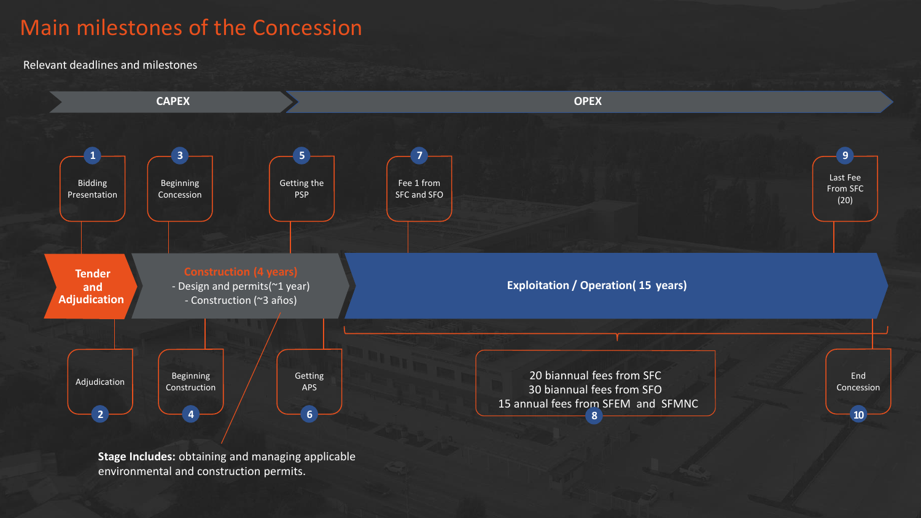# Main milestones of the Concession

Relevant deadlines and milestones

**CAPEX** | **OPEX**

**Tender and Adjudication**

**Construction (4 years)**
- Design and permits(~1 year)
- Construction (~3 años)

**Exploitation / Operation( 15 years)**

1. Bidding Presentation
2. Adjudication
3. Beginning Concession
4. Beginning Construction
5. Getting the PSP
6. Getting APS
7. Fee 1 from SFC and SFO
8. 20 biannual fees from SFC
   30 biannual fees from SFO
   15 annual fees from SFEM and SFMNC
9. Last Fee From SFC (20)
10. End Concession

**Stage Includes:** obtaining and managing applicable environmental and construction permits.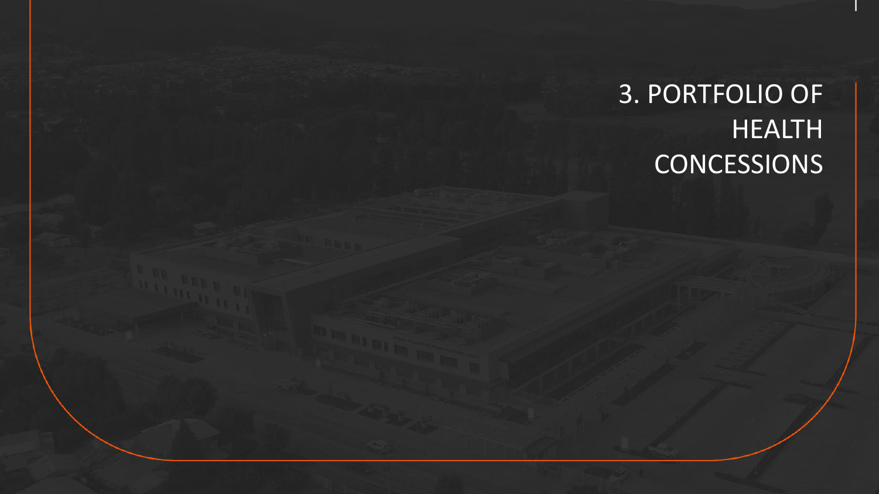# 3. PORTFOLIO OF HEALTH CONCESSIONS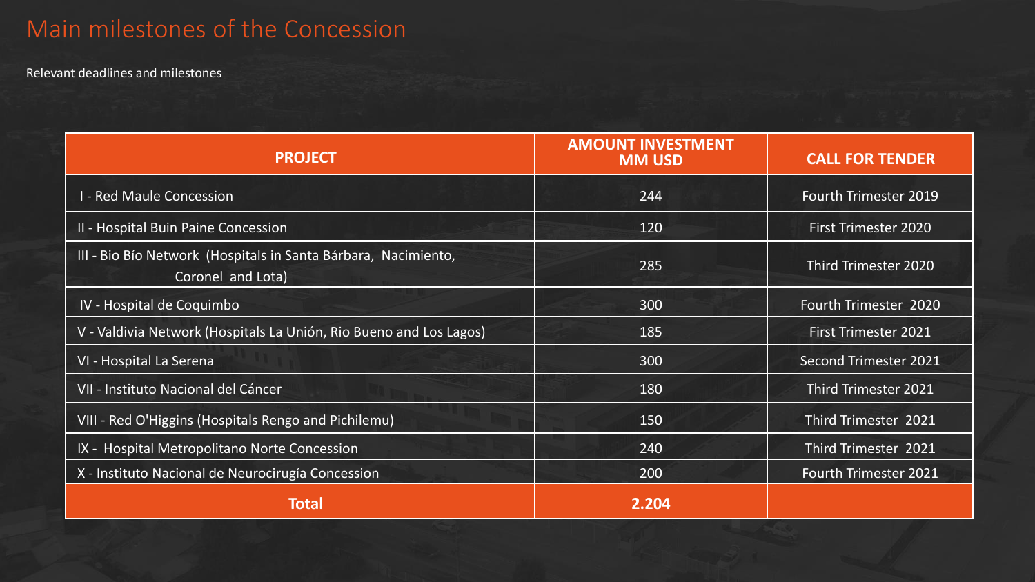# Main milestones of the Concession

Relevant deadlines and milestones

| PROJECT | AMOUNT INVESTMENT MM USD | CALL FOR TENDER |
|---|---|---|
| I - Red Maule Concession | 244 | Fourth Trimester 2019 |
| II - Hospital Buin Paine Concession | 120 | First Trimester 2020 |
| III - Bio Bío Network (Hospitals in Santa Bárbara, Nacimiento, Coronel and Lota) | 285 | Third Trimester 2020 |
| IV - Hospital de Coquimbo | 300 | Fourth Trimester 2020 |
| V - Valdivia Network (Hospitals La Unión, Rio Bueno and Los Lagos) | 185 | First Trimester 2021 |
| VI - Hospital La Serena | 300 | Second Trimester 2021 |
| VII - Instituto Nacional del Cáncer | 180 | Third Trimester 2021 |
| VIII - Red O'Higgins (Hospitals Rengo and Pichilemu) | 150 | Third Trimester 2021 |
| IX - Hospital Metropolitano Norte Concession | 240 | Third Trimester 2021 |
| X - Instituto Nacional de Neurocirugía Concession | 200 | Fourth Trimester 2021 |
| **Total** | **2.204** | |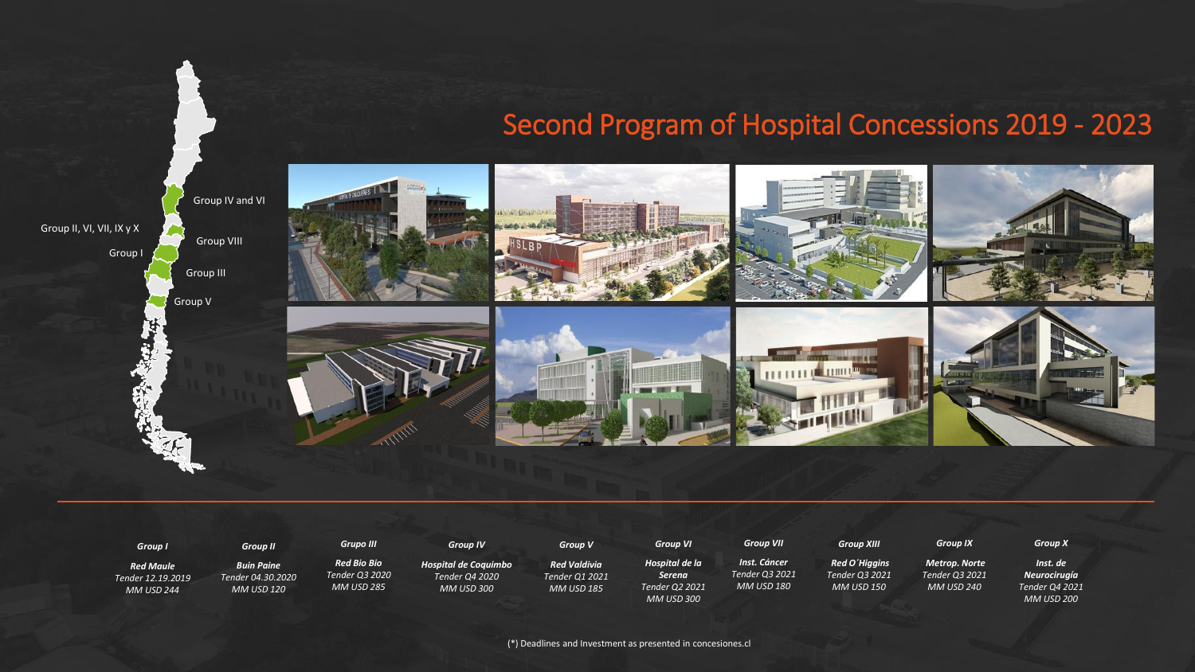# Second Program of Hospital Concessions 2019 - 2023

Group IV and VI

Group II, VI, VII, IX y X

Group VIII

Group I

Group III

Group V

| Group I | Group II | Grupo III | Group IV | Group V | Group VI | Group VII | Group XIII | Group IX | Group X |
|---|---|---|---|---|---|---|---|---|---|
| *Red Maule* | *Buin Paine* | *Red Bio Bio* | *Hospital de Coquimbo* | *Red Valdivia* | *Hospital de la Serena* | *Inst. Cáncer* | *Red O´Higgins* | *Metrop. Norte* | *Inst. de Neurocirugía* |
| *Tender 12.19.2019* | *Tender 04.30.2020* | *Tender Q3 2020* | *Tender Q4 2020* | *Tender Q1 2021* | *Tender Q2 2021* | *Tender Q3 2021* | *Tender Q3 2021* | *Tender Q3 2021* | *Tender Q4 2021* |
| *MM USD 244* | *MM USD 120* | *MM USD 285* | *MM USD 300* | *MM USD 185* | *MM USD 300* | *MM USD 180* | *MM USD 150* | *MM USD 240* | *MM USD 200* |

(*) Deadlines and Investment as presented in concesiones.cl